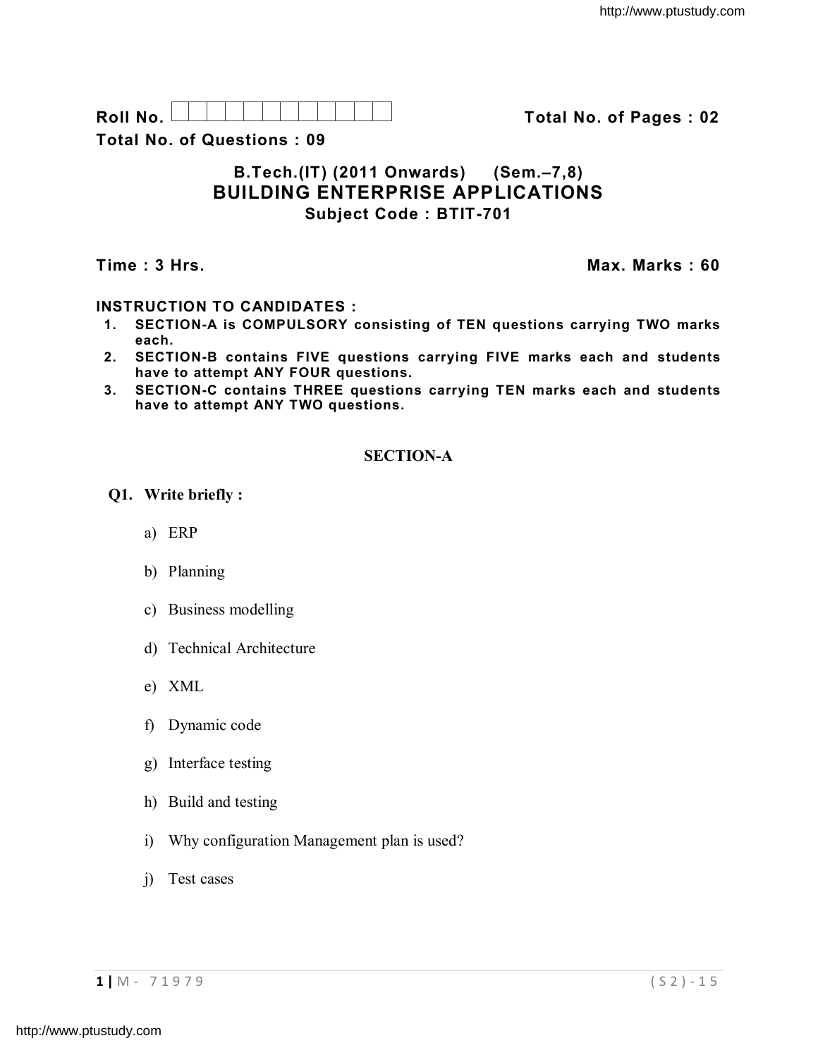**Roll No.** ☐☐☐☐☐☐☐☐☐☐☐☐ **Total No. of Pages : 02**

**Total No. of Questions : 09**

## B.Tech.(IT) (2011 Onwards) (Sem.–7,8)
## BUILDING ENTERPRISE APPLICATIONS
### Subject Code : BTIT-701

**Time : 3 Hrs.** **Max. Marks : 60**

**INSTRUCTION TO CANDIDATES :**

1. **SECTION-A is COMPULSORY consisting of TEN questions carrying TWO marks each.**
2. **SECTION-B contains FIVE questions carrying FIVE marks each and students have to attempt ANY FOUR questions.**
3. **SECTION-C contains THREE questions carrying TEN marks each and students have to attempt ANY TWO questions.**

### SECTION-A

**Q1. Write briefly :**

a) ERP

b) Planning

c) Business modelling

d) Technical Architecture

e) XML

f) Dynamic code

g) Interface testing

h) Build and testing

i) Why configuration Management plan is used?

j) Test cases

M- 71979 (S2)-15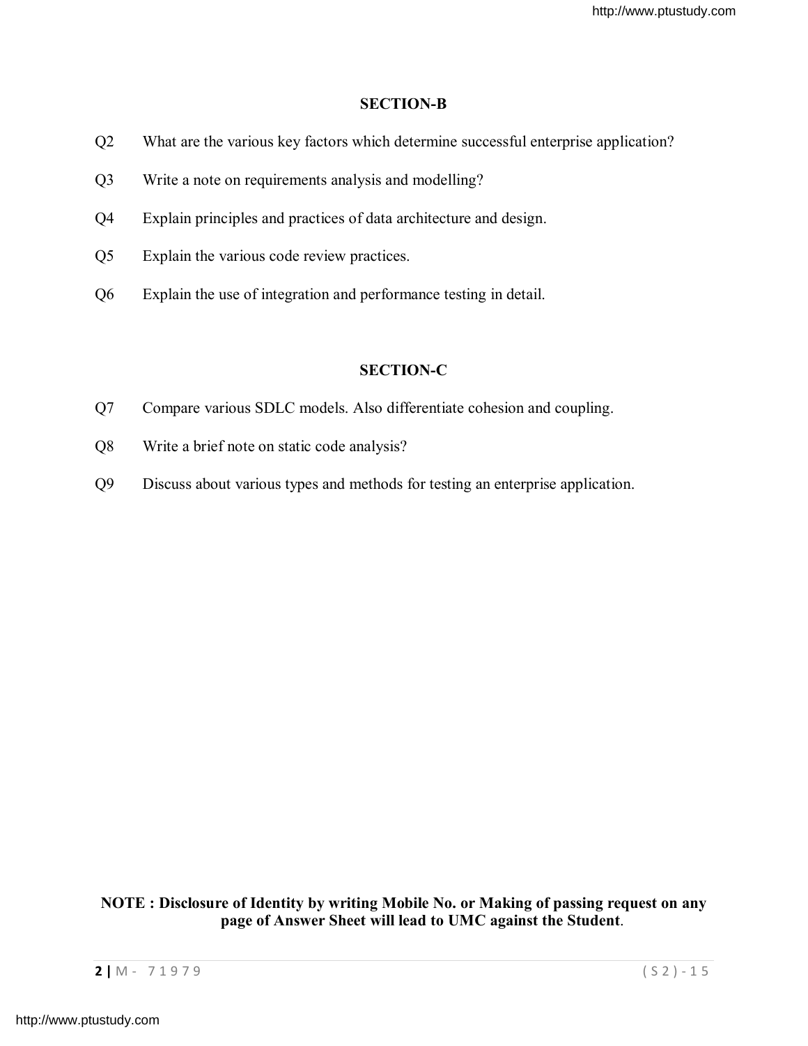## SECTION-B

Q2 What are the various key factors which determine successful enterprise application?

Q3 Write a note on requirements analysis and modelling?

Q4 Explain principles and practices of data architecture and design.

Q5 Explain the various code review practices.

Q6 Explain the use of integration and performance testing in detail.

## SECTION-C

Q7 Compare various SDLC models. Also differentiate cohesion and coupling.

Q8 Write a brief note on static code analysis?

Q9 Discuss about various types and methods for testing an enterprise application.

**NOTE : Disclosure of Identity by writing Mobile No. or Making of passing request on any page of Answer Sheet will lead to UMC against the Student.**